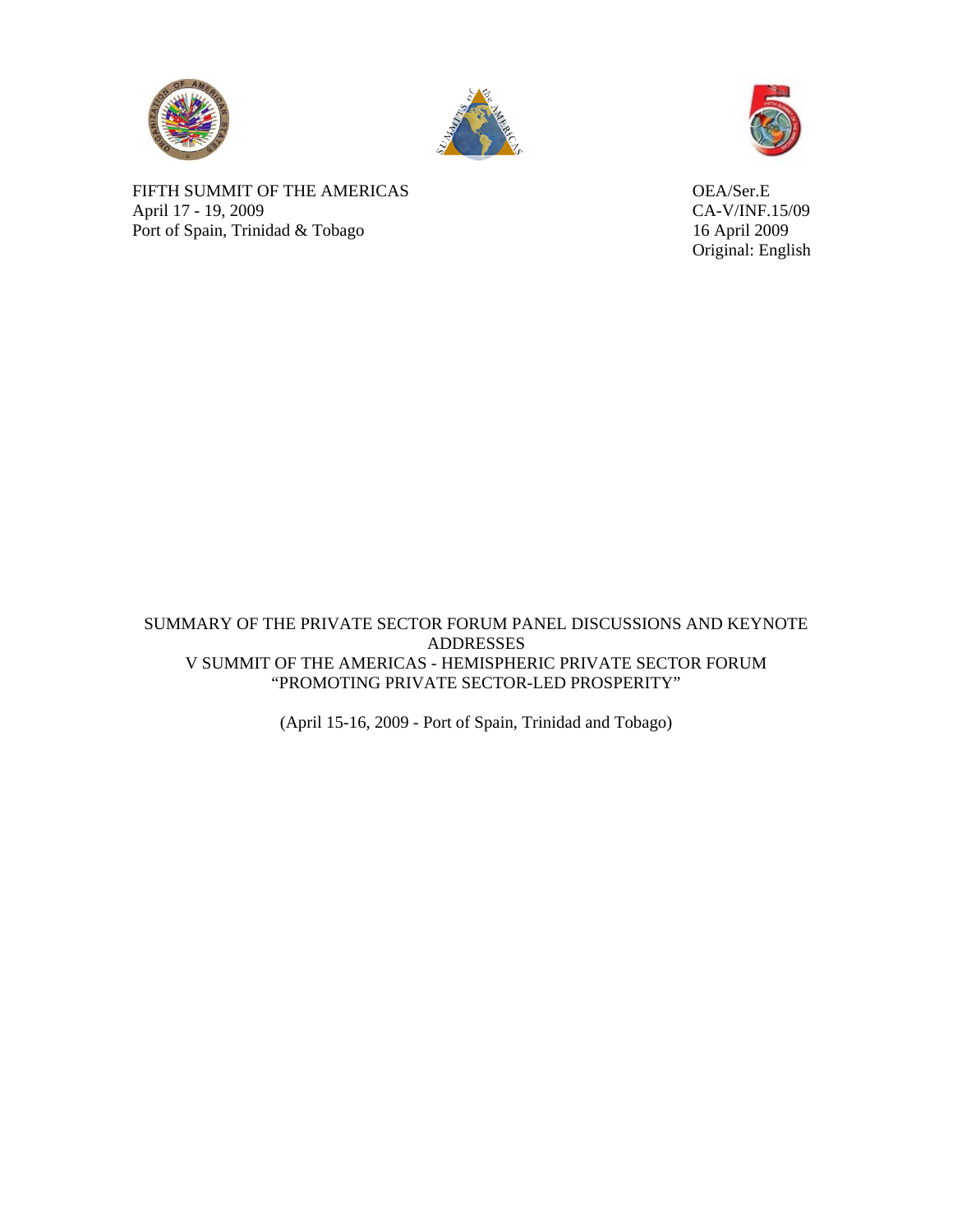FIFTH SUMMIT OF THE AMERICAS
April 17 - 19, 2009
Port of Spain, Trinidad & Tobago

OEA/Ser.E
CA-V/INF.15/09
16 April 2009
Original: English

# SUMMARY OF THE PRIVATE SECTOR FORUM PANEL DISCUSSIONS AND KEYNOTE ADDRESSES

## V SUMMIT OF THE AMERICAS - HEMISPHERIC PRIVATE SECTOR FORUM

## "PROMOTING PRIVATE SECTOR-LED PROSPERITY"

(April 15-16, 2009 - Port of Spain, Trinidad and Tobago)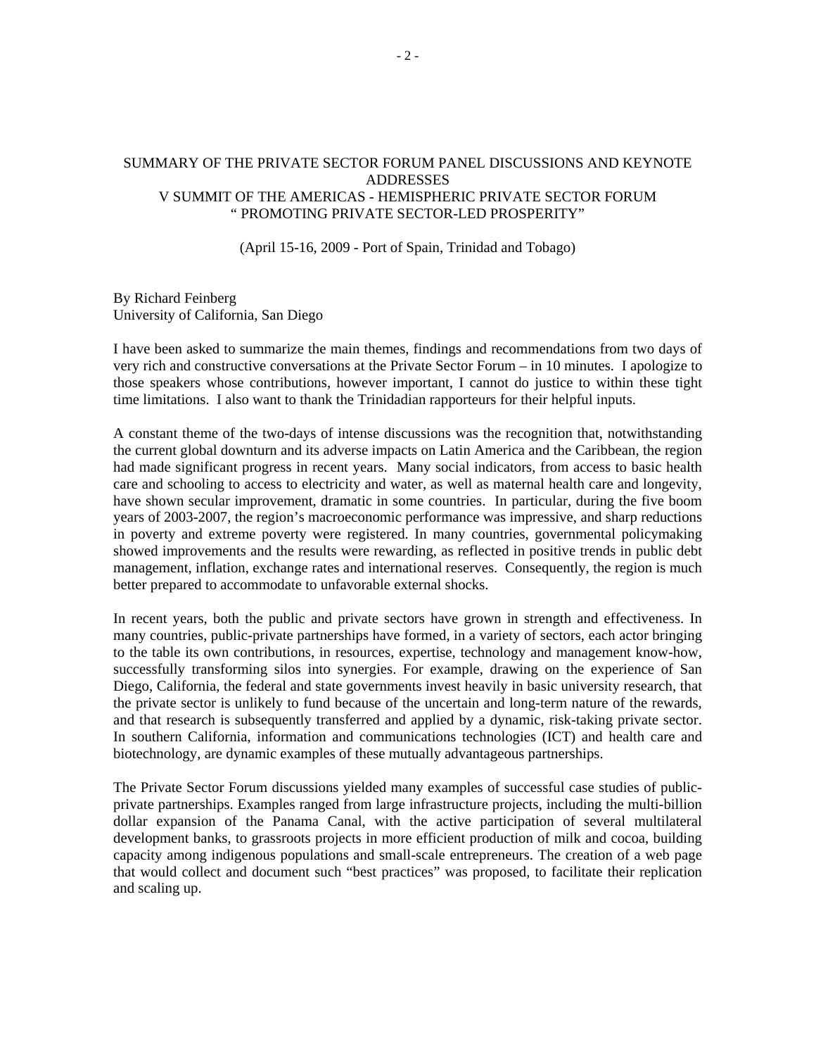SUMMARY OF THE PRIVATE SECTOR FORUM PANEL DISCUSSIONS AND KEYNOTE ADDRESSES
V SUMMIT OF THE AMERICAS - HEMISPHERIC PRIVATE SECTOR FORUM
" PROMOTING PRIVATE SECTOR-LED PROSPERITY"

(April 15-16, 2009 - Port of Spain, Trinidad and Tobago)

By Richard Feinberg
University of California, San Diego

I have been asked to summarize the main themes, findings and recommendations from two days of very rich and constructive conversations at the Private Sector Forum – in 10 minutes. I apologize to those speakers whose contributions, however important, I cannot do justice to within these tight time limitations. I also want to thank the Trinidadian rapporteurs for their helpful inputs.

A constant theme of the two-days of intense discussions was the recognition that, notwithstanding the current global downturn and its adverse impacts on Latin America and the Caribbean, the region had made significant progress in recent years. Many social indicators, from access to basic health care and schooling to access to electricity and water, as well as maternal health care and longevity, have shown secular improvement, dramatic in some countries. In particular, during the five boom years of 2003-2007, the region's macroeconomic performance was impressive, and sharp reductions in poverty and extreme poverty were registered. In many countries, governmental policymaking showed improvements and the results were rewarding, as reflected in positive trends in public debt management, inflation, exchange rates and international reserves. Consequently, the region is much better prepared to accommodate to unfavorable external shocks.

In recent years, both the public and private sectors have grown in strength and effectiveness. In many countries, public-private partnerships have formed, in a variety of sectors, each actor bringing to the table its own contributions, in resources, expertise, technology and management know-how, successfully transforming silos into synergies. For example, drawing on the experience of San Diego, California, the federal and state governments invest heavily in basic university research, that the private sector is unlikely to fund because of the uncertain and long-term nature of the rewards, and that research is subsequently transferred and applied by a dynamic, risk-taking private sector. In southern California, information and communications technologies (ICT) and health care and biotechnology, are dynamic examples of these mutually advantageous partnerships.

The Private Sector Forum discussions yielded many examples of successful case studies of public-private partnerships. Examples ranged from large infrastructure projects, including the multi-billion dollar expansion of the Panama Canal, with the active participation of several multilateral development banks, to grassroots projects in more efficient production of milk and cocoa, building capacity among indigenous populations and small-scale entrepreneurs. The creation of a web page that would collect and document such "best practices" was proposed, to facilitate their replication and scaling up.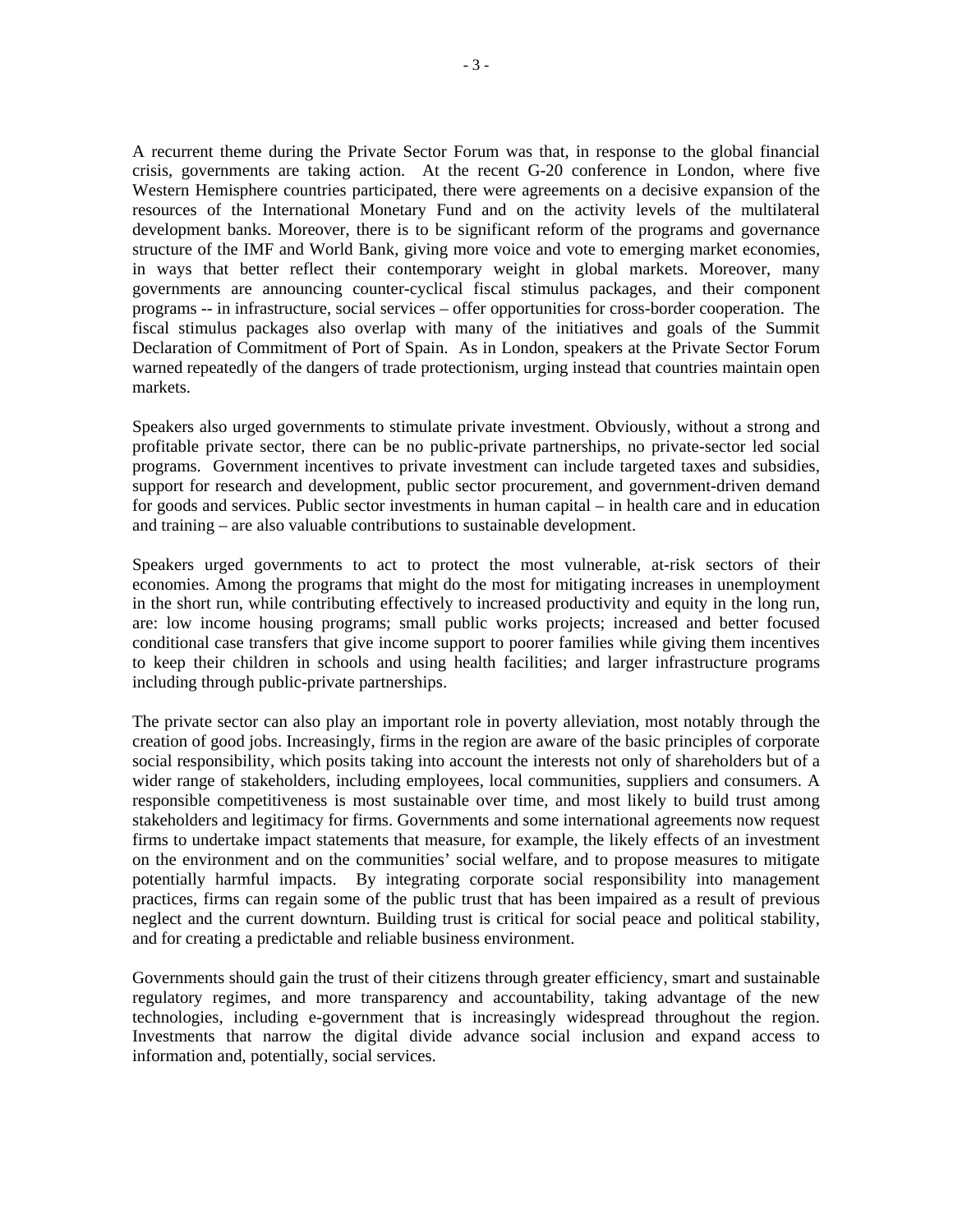A recurrent theme during the Private Sector Forum was that, in response to the global financial crisis, governments are taking action. At the recent G-20 conference in London, where five Western Hemisphere countries participated, there were agreements on a decisive expansion of the resources of the International Monetary Fund and on the activity levels of the multilateral development banks. Moreover, there is to be significant reform of the programs and governance structure of the IMF and World Bank, giving more voice and vote to emerging market economies, in ways that better reflect their contemporary weight in global markets. Moreover, many governments are announcing counter-cyclical fiscal stimulus packages, and their component programs -- in infrastructure, social services – offer opportunities for cross-border cooperation. The fiscal stimulus packages also overlap with many of the initiatives and goals of the Summit Declaration of Commitment of Port of Spain. As in London, speakers at the Private Sector Forum warned repeatedly of the dangers of trade protectionism, urging instead that countries maintain open markets.

Speakers also urged governments to stimulate private investment. Obviously, without a strong and profitable private sector, there can be no public-private partnerships, no private-sector led social programs. Government incentives to private investment can include targeted taxes and subsidies, support for research and development, public sector procurement, and government-driven demand for goods and services. Public sector investments in human capital – in health care and in education and training – are also valuable contributions to sustainable development.

Speakers urged governments to act to protect the most vulnerable, at-risk sectors of their economies. Among the programs that might do the most for mitigating increases in unemployment in the short run, while contributing effectively to increased productivity and equity in the long run, are: low income housing programs; small public works projects; increased and better focused conditional case transfers that give income support to poorer families while giving them incentives to keep their children in schools and using health facilities; and larger infrastructure programs including through public-private partnerships.

The private sector can also play an important role in poverty alleviation, most notably through the creation of good jobs. Increasingly, firms in the region are aware of the basic principles of corporate social responsibility, which posits taking into account the interests not only of shareholders but of a wider range of stakeholders, including employees, local communities, suppliers and consumers. A responsible competitiveness is most sustainable over time, and most likely to build trust among stakeholders and legitimacy for firms. Governments and some international agreements now request firms to undertake impact statements that measure, for example, the likely effects of an investment on the environment and on the communities' social welfare, and to propose measures to mitigate potentially harmful impacts. By integrating corporate social responsibility into management practices, firms can regain some of the public trust that has been impaired as a result of previous neglect and the current downturn. Building trust is critical for social peace and political stability, and for creating a predictable and reliable business environment.

Governments should gain the trust of their citizens through greater efficiency, smart and sustainable regulatory regimes, and more transparency and accountability, taking advantage of the new technologies, including e-government that is increasingly widespread throughout the region. Investments that narrow the digital divide advance social inclusion and expand access to information and, potentially, social services.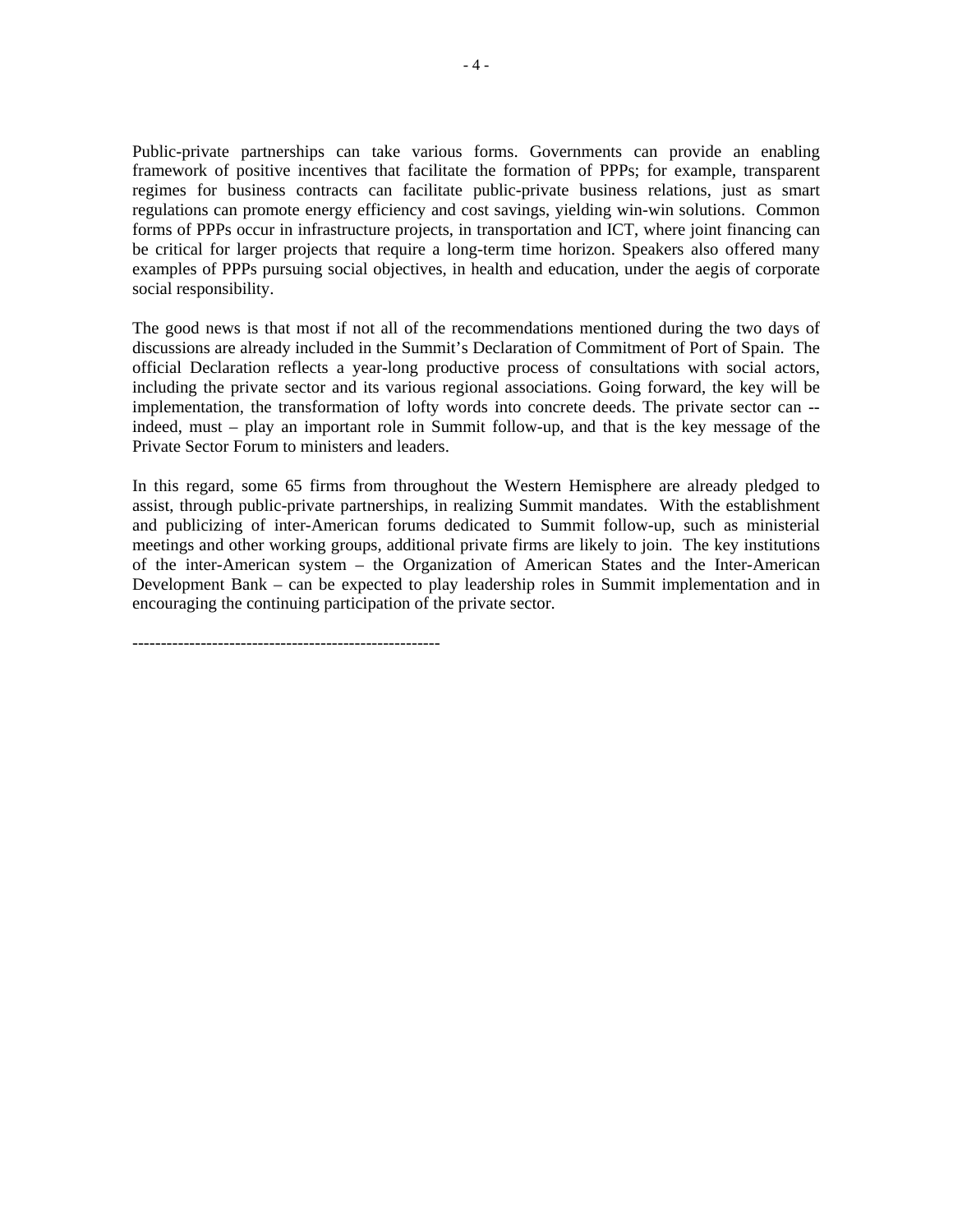Public-private partnerships can take various forms. Governments can provide an enabling framework of positive incentives that facilitate the formation of PPPs; for example, transparent regimes for business contracts can facilitate public-private business relations, just as smart regulations can promote energy efficiency and cost savings, yielding win-win solutions. Common forms of PPPs occur in infrastructure projects, in transportation and ICT, where joint financing can be critical for larger projects that require a long-term time horizon. Speakers also offered many examples of PPPs pursuing social objectives, in health and education, under the aegis of corporate social responsibility.

The good news is that most if not all of the recommendations mentioned during the two days of discussions are already included in the Summit's Declaration of Commitment of Port of Spain. The official Declaration reflects a year-long productive process of consultations with social actors, including the private sector and its various regional associations. Going forward, the key will be implementation, the transformation of lofty words into concrete deeds. The private sector can -- indeed, must – play an important role in Summit follow-up, and that is the key message of the Private Sector Forum to ministers and leaders.

In this regard, some 65 firms from throughout the Western Hemisphere are already pledged to assist, through public-private partnerships, in realizing Summit mandates. With the establishment and publicizing of inter-American forums dedicated to Summit follow-up, such as ministerial meetings and other working groups, additional private firms are likely to join. The key institutions of the inter-American system – the Organization of American States and the Inter-American Development Bank – can be expected to play leadership roles in Summit implementation and in encouraging the continuing participation of the private sector.

------------------------------------------------------